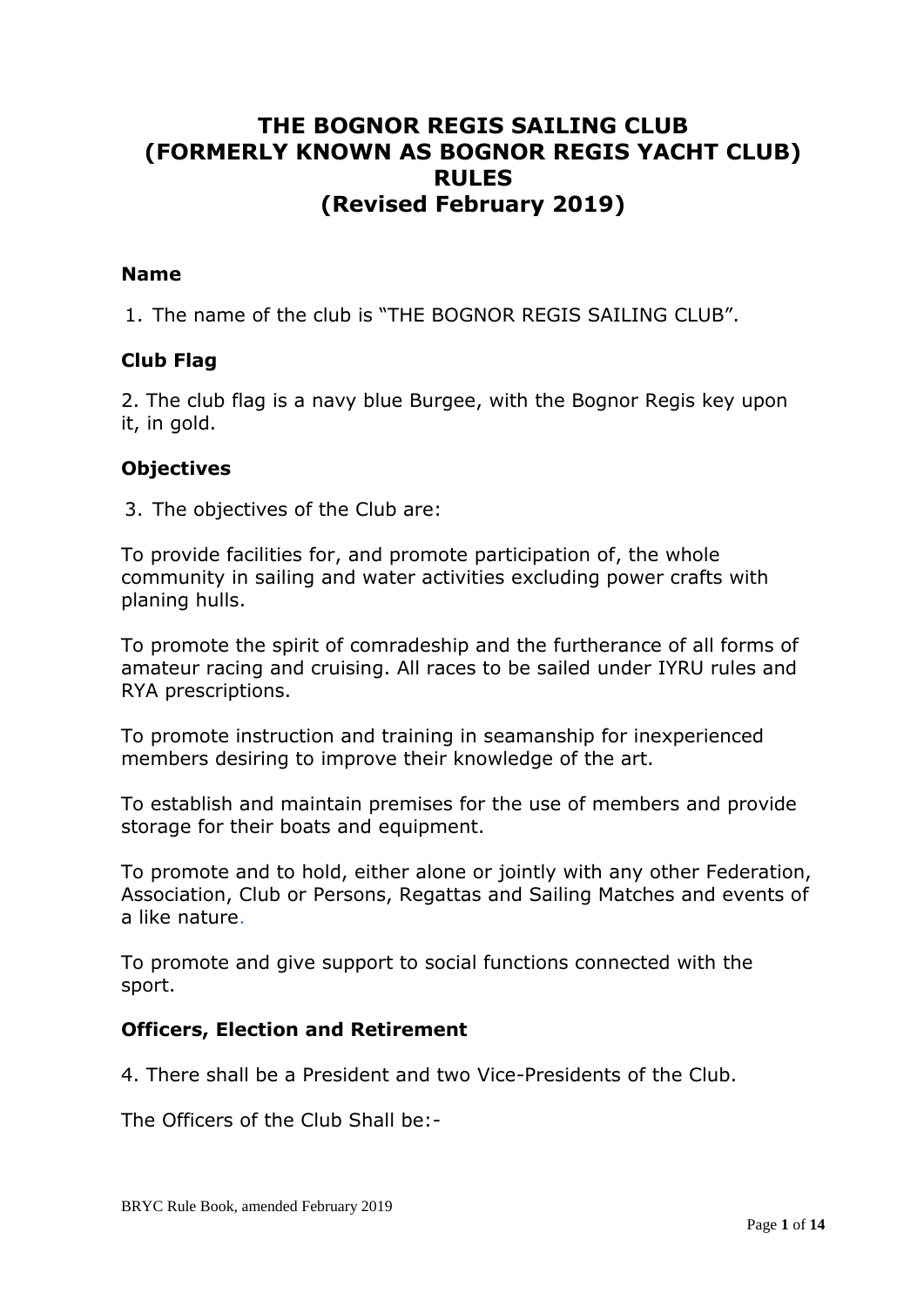# THE BOGNOR REGIS SAILING CLUB
# (FORMERLY KNOWN AS BOGNOR REGIS YACHT CLUB)
# RULES
# (Revised February 2019)

### Name

1. The name of the club is "THE BOGNOR REGIS SAILING CLUB".

### Club Flag

2. The club flag is a navy blue Burgee, with the Bognor Regis key upon it, in gold.

### Objectives

3. The objectives of the Club are:

To provide facilities for, and promote participation of, the whole community in sailing and water activities excluding power crafts with planing hulls.

To promote the spirit of comradeship and the furtherance of all forms of amateur racing and cruising. All races to be sailed under IYRU rules and RYA prescriptions.

To promote instruction and training in seamanship for inexperienced members desiring to improve their knowledge of the art.

To establish and maintain premises for the use of members and provide storage for their boats and equipment.

To promote and to hold, either alone or jointly with any other Federation, Association, Club or Persons, Regattas and Sailing Matches and events of a like nature.

To promote and give support to social functions connected with the sport.

### Officers, Election and Retirement

4. There shall be a President and two Vice-Presidents of the Club.

The Officers of the Club Shall be:-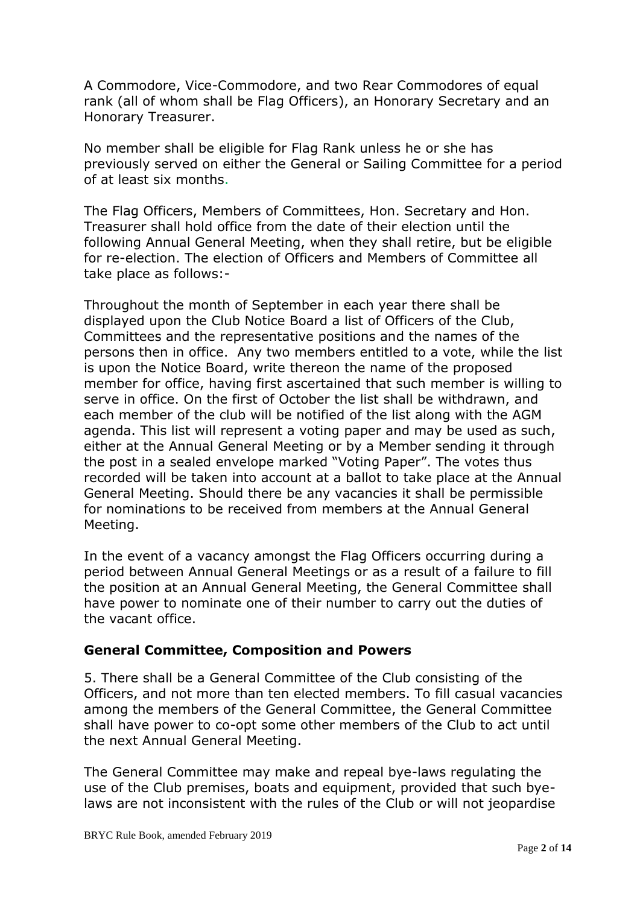A Commodore, Vice-Commodore, and two Rear Commodores of equal rank (all of whom shall be Flag Officers), an Honorary Secretary and an Honorary Treasurer.

No member shall be eligible for Flag Rank unless he or she has previously served on either the General or Sailing Committee for a period of at least six months.

The Flag Officers, Members of Committees, Hon. Secretary and Hon. Treasurer shall hold office from the date of their election until the following Annual General Meeting, when they shall retire, but be eligible for re-election. The election of Officers and Members of Committee all take place as follows:-

Throughout the month of September in each year there shall be displayed upon the Club Notice Board a list of Officers of the Club, Committees and the representative positions and the names of the persons then in office. Any two members entitled to a vote, while the list is upon the Notice Board, write thereon the name of the proposed member for office, having first ascertained that such member is willing to serve in office. On the first of October the list shall be withdrawn, and each member of the club will be notified of the list along with the AGM agenda. This list will represent a voting paper and may be used as such, either at the Annual General Meeting or by a Member sending it through the post in a sealed envelope marked "Voting Paper". The votes thus recorded will be taken into account at a ballot to take place at the Annual General Meeting. Should there be any vacancies it shall be permissible for nominations to be received from members at the Annual General Meeting.

In the event of a vacancy amongst the Flag Officers occurring during a period between Annual General Meetings or as a result of a failure to fill the position at an Annual General Meeting, the General Committee shall have power to nominate one of their number to carry out the duties of the vacant office.

### General Committee, Composition and Powers

5. There shall be a General Committee of the Club consisting of the Officers, and not more than ten elected members. To fill casual vacancies among the members of the General Committee, the General Committee shall have power to co-opt some other members of the Club to act until the next Annual General Meeting.

The General Committee may make and repeal bye-laws regulating the use of the Club premises, boats and equipment, provided that such bye-laws are not inconsistent with the rules of the Club or will not jeopardise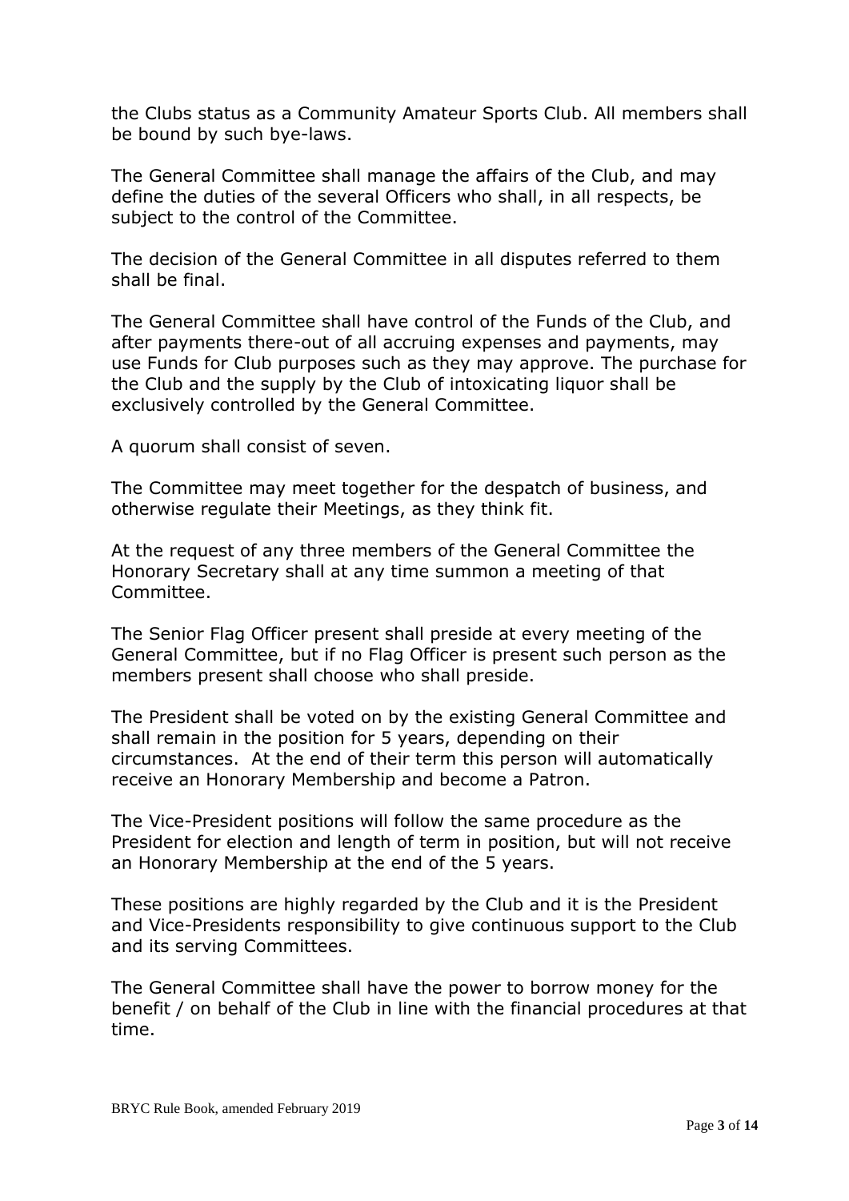the Clubs status as a Community Amateur Sports Club. All members shall be bound by such bye-laws.

The General Committee shall manage the affairs of the Club, and may define the duties of the several Officers who shall, in all respects, be subject to the control of the Committee.

The decision of the General Committee in all disputes referred to them shall be final.

The General Committee shall have control of the Funds of the Club, and after payments there-out of all accruing expenses and payments, may use Funds for Club purposes such as they may approve. The purchase for the Club and the supply by the Club of intoxicating liquor shall be exclusively controlled by the General Committee.

A quorum shall consist of seven.

The Committee may meet together for the despatch of business, and otherwise regulate their Meetings, as they think fit.

At the request of any three members of the General Committee the Honorary Secretary shall at any time summon a meeting of that Committee.

The Senior Flag Officer present shall preside at every meeting of the General Committee, but if no Flag Officer is present such person as the members present shall choose who shall preside.

The President shall be voted on by the existing General Committee and shall remain in the position for 5 years, depending on their circumstances. At the end of their term this person will automatically receive an Honorary Membership and become a Patron.

The Vice-President positions will follow the same procedure as the President for election and length of term in position, but will not receive an Honorary Membership at the end of the 5 years.

These positions are highly regarded by the Club and it is the President and Vice-Presidents responsibility to give continuous support to the Club and its serving Committees.

The General Committee shall have the power to borrow money for the benefit / on behalf of the Club in line with the financial procedures at that time.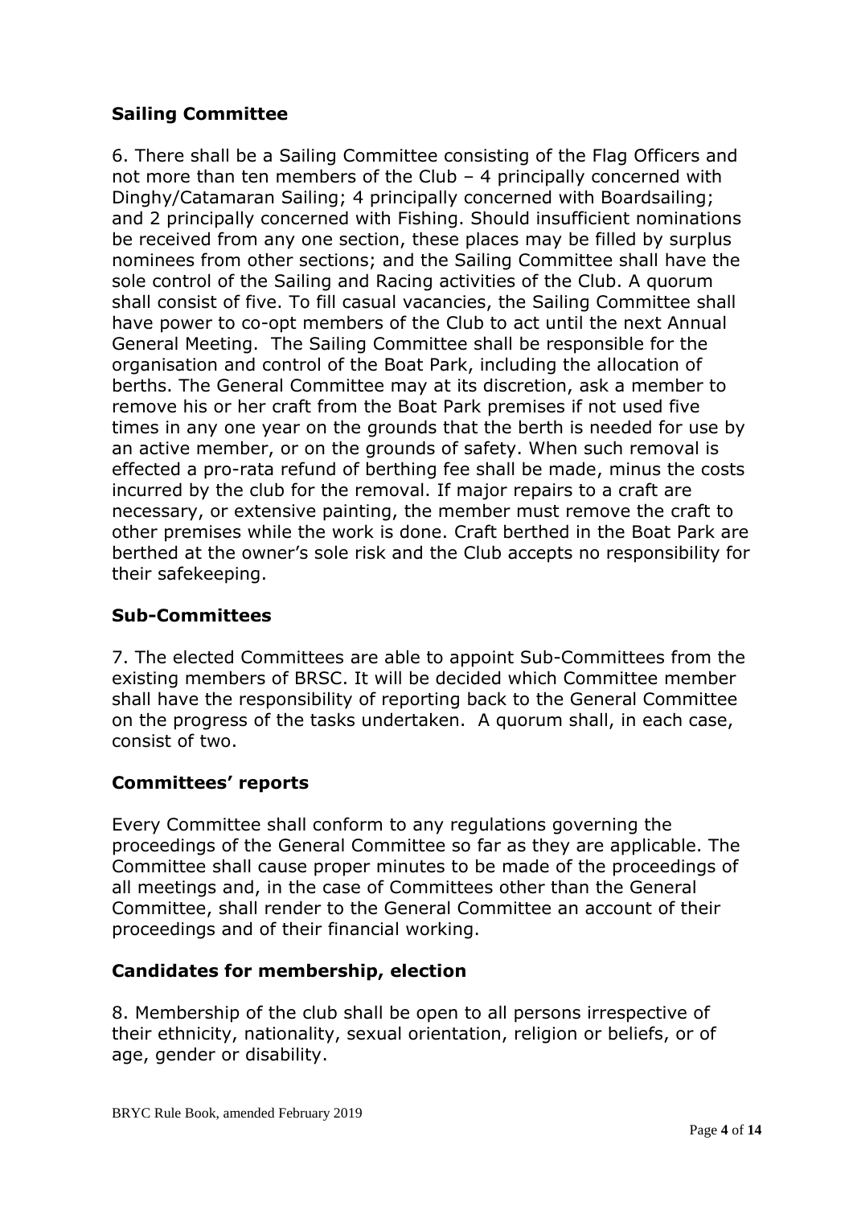## Sailing Committee

6. There shall be a Sailing Committee consisting of the Flag Officers and not more than ten members of the Club – 4 principally concerned with Dinghy/Catamaran Sailing; 4 principally concerned with Boardsailing; and 2 principally concerned with Fishing. Should insufficient nominations be received from any one section, these places may be filled by surplus nominees from other sections; and the Sailing Committee shall have the sole control of the Sailing and Racing activities of the Club. A quorum shall consist of five. To fill casual vacancies, the Sailing Committee shall have power to co-opt members of the Club to act until the next Annual General Meeting. The Sailing Committee shall be responsible for the organisation and control of the Boat Park, including the allocation of berths. The General Committee may at its discretion, ask a member to remove his or her craft from the Boat Park premises if not used five times in any one year on the grounds that the berth is needed for use by an active member, or on the grounds of safety. When such removal is effected a pro-rata refund of berthing fee shall be made, minus the costs incurred by the club for the removal. If major repairs to a craft are necessary, or extensive painting, the member must remove the craft to other premises while the work is done. Craft berthed in the Boat Park are berthed at the owner's sole risk and the Club accepts no responsibility for their safekeeping.

## Sub-Committees

7. The elected Committees are able to appoint Sub-Committees from the existing members of BRSC. It will be decided which Committee member shall have the responsibility of reporting back to the General Committee on the progress of the tasks undertaken. A quorum shall, in each case, consist of two.

## Committees' reports

Every Committee shall conform to any regulations governing the proceedings of the General Committee so far as they are applicable. The Committee shall cause proper minutes to be made of the proceedings of all meetings and, in the case of Committees other than the General Committee, shall render to the General Committee an account of their proceedings and of their financial working.

## Candidates for membership, election

8. Membership of the club shall be open to all persons irrespective of their ethnicity, nationality, sexual orientation, religion or beliefs, or of age, gender or disability.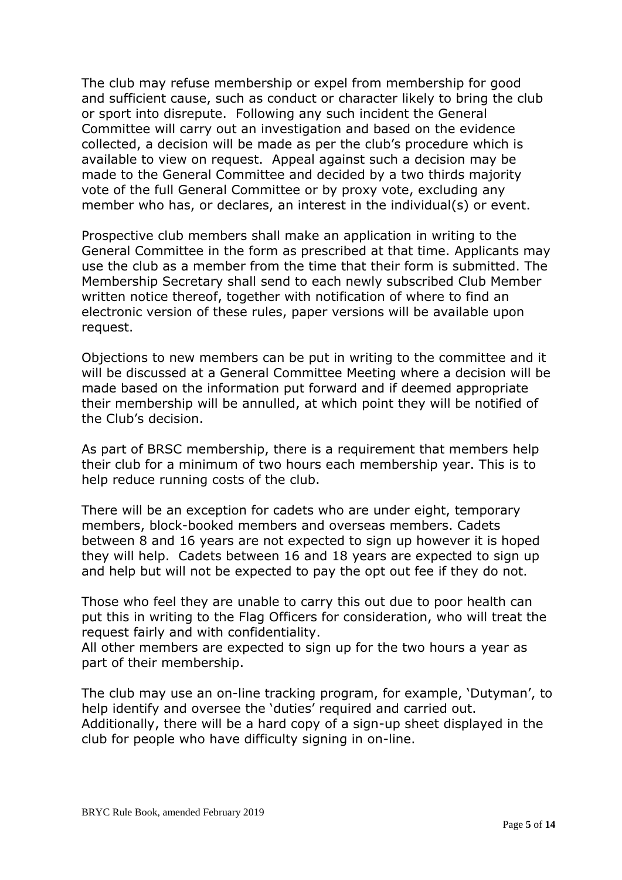The club may refuse membership or expel from membership for good and sufficient cause, such as conduct or character likely to bring the club or sport into disrepute. Following any such incident the General Committee will carry out an investigation and based on the evidence collected, a decision will be made as per the club's procedure which is available to view on request. Appeal against such a decision may be made to the General Committee and decided by a two thirds majority vote of the full General Committee or by proxy vote, excluding any member who has, or declares, an interest in the individual(s) or event.

Prospective club members shall make an application in writing to the General Committee in the form as prescribed at that time. Applicants may use the club as a member from the time that their form is submitted. The Membership Secretary shall send to each newly subscribed Club Member written notice thereof, together with notification of where to find an electronic version of these rules, paper versions will be available upon request.

Objections to new members can be put in writing to the committee and it will be discussed at a General Committee Meeting where a decision will be made based on the information put forward and if deemed appropriate their membership will be annulled, at which point they will be notified of the Club's decision.

As part of BRSC membership, there is a requirement that members help their club for a minimum of two hours each membership year. This is to help reduce running costs of the club.

There will be an exception for cadets who are under eight, temporary members, block-booked members and overseas members. Cadets between 8 and 16 years are not expected to sign up however it is hoped they will help. Cadets between 16 and 18 years are expected to sign up and help but will not be expected to pay the opt out fee if they do not.

Those who feel they are unable to carry this out due to poor health can put this in writing to the Flag Officers for consideration, who will treat the request fairly and with confidentiality.
All other members are expected to sign up for the two hours a year as part of their membership.

The club may use an on-line tracking program, for example, 'Dutyman', to help identify and oversee the 'duties' required and carried out. Additionally, there will be a hard copy of a sign-up sheet displayed in the club for people who have difficulty signing in on-line.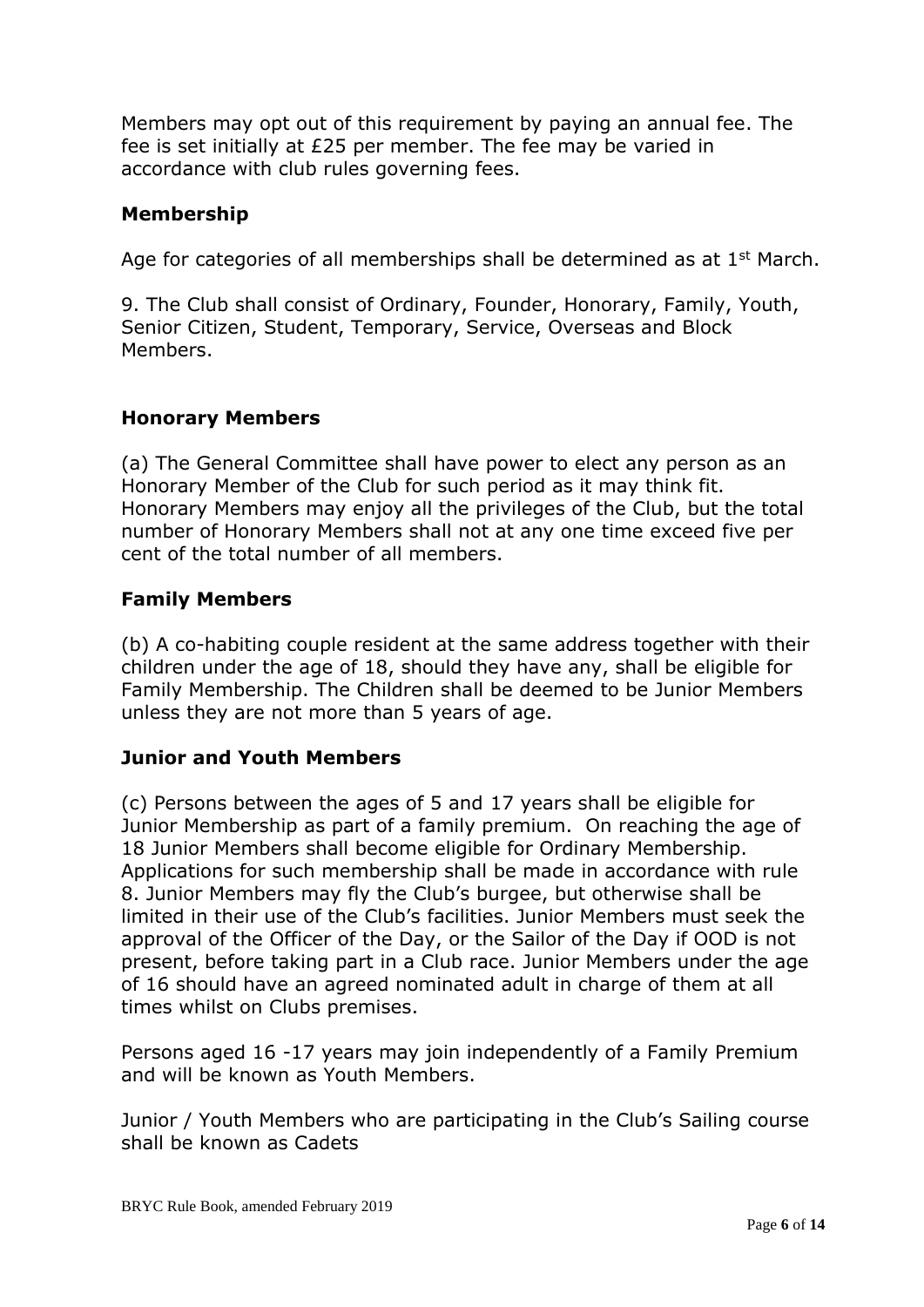Members may opt out of this requirement by paying an annual fee. The fee is set initially at £25 per member. The fee may be varied in accordance with club rules governing fees.

### Membership

Age for categories of all memberships shall be determined as at 1st March.

9. The Club shall consist of Ordinary, Founder, Honorary, Family, Youth, Senior Citizen, Student, Temporary, Service, Overseas and Block Members.

### Honorary Members

(a) The General Committee shall have power to elect any person as an Honorary Member of the Club for such period as it may think fit. Honorary Members may enjoy all the privileges of the Club, but the total number of Honorary Members shall not at any one time exceed five per cent of the total number of all members.

### Family Members

(b) A co-habiting couple resident at the same address together with their children under the age of 18, should they have any, shall be eligible for Family Membership. The Children shall be deemed to be Junior Members unless they are not more than 5 years of age.

### Junior and Youth Members

(c) Persons between the ages of 5 and 17 years shall be eligible for Junior Membership as part of a family premium. On reaching the age of 18 Junior Members shall become eligible for Ordinary Membership. Applications for such membership shall be made in accordance with rule 8. Junior Members may fly the Club's burgee, but otherwise shall be limited in their use of the Club's facilities. Junior Members must seek the approval of the Officer of the Day, or the Sailor of the Day if OOD is not present, before taking part in a Club race. Junior Members under the age of 16 should have an agreed nominated adult in charge of them at all times whilst on Clubs premises.

Persons aged 16 -17 years may join independently of a Family Premium and will be known as Youth Members.

Junior / Youth Members who are participating in the Club's Sailing course shall be known as Cadets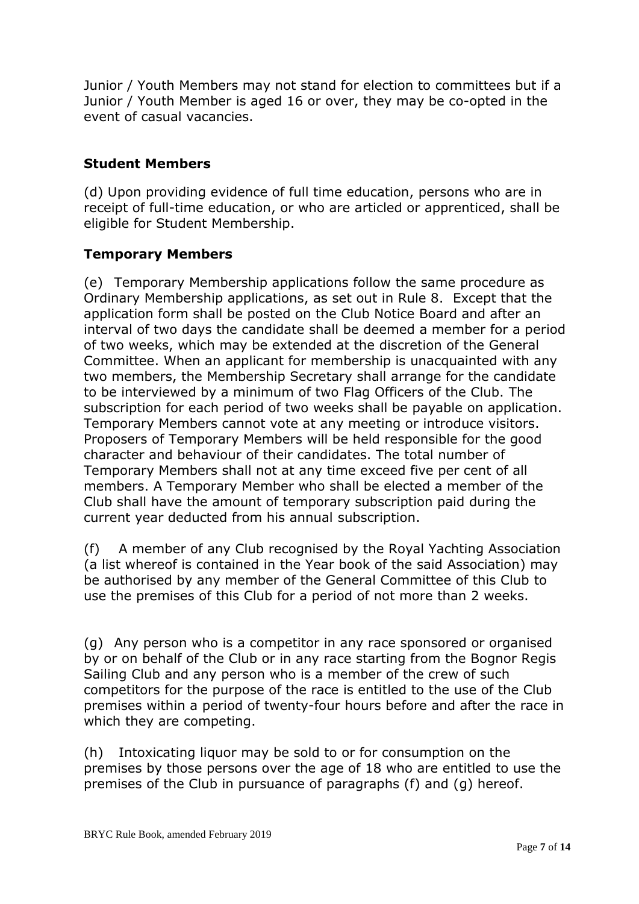Junior / Youth Members may not stand for election to committees but if a Junior / Youth Member is aged 16 or over, they may be co-opted in the event of casual vacancies.

### Student Members

(d) Upon providing evidence of full time education, persons who are in receipt of full-time education, or who are articled or apprenticed, shall be eligible for Student Membership.

### Temporary Members

(e) Temporary Membership applications follow the same procedure as Ordinary Membership applications, as set out in Rule 8. Except that the application form shall be posted on the Club Notice Board and after an interval of two days the candidate shall be deemed a member for a period of two weeks, which may be extended at the discretion of the General Committee. When an applicant for membership is unacquainted with any two members, the Membership Secretary shall arrange for the candidate to be interviewed by a minimum of two Flag Officers of the Club. The subscription for each period of two weeks shall be payable on application. Temporary Members cannot vote at any meeting or introduce visitors. Proposers of Temporary Members will be held responsible for the good character and behaviour of their candidates. The total number of Temporary Members shall not at any time exceed five per cent of all members. A Temporary Member who shall be elected a member of the Club shall have the amount of temporary subscription paid during the current year deducted from his annual subscription.

(f) A member of any Club recognised by the Royal Yachting Association (a list whereof is contained in the Year book of the said Association) may be authorised by any member of the General Committee of this Club to use the premises of this Club for a period of not more than 2 weeks.

(g) Any person who is a competitor in any race sponsored or organised by or on behalf of the Club or in any race starting from the Bognor Regis Sailing Club and any person who is a member of the crew of such competitors for the purpose of the race is entitled to the use of the Club premises within a period of twenty-four hours before and after the race in which they are competing.

(h) Intoxicating liquor may be sold to or for consumption on the premises by those persons over the age of 18 who are entitled to use the premises of the Club in pursuance of paragraphs (f) and (g) hereof.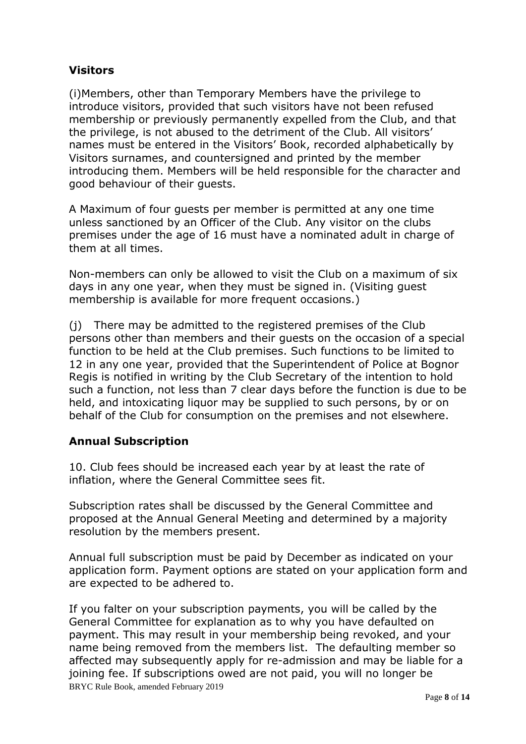### Visitors

(i)Members, other than Temporary Members have the privilege to introduce visitors, provided that such visitors have not been refused membership or previously permanently expelled from the Club, and that the privilege, is not abused to the detriment of the Club. All visitors' names must be entered in the Visitors' Book, recorded alphabetically by Visitors surnames, and countersigned and printed by the member introducing them. Members will be held responsible for the character and good behaviour of their guests.

A Maximum of four guests per member is permitted at any one time unless sanctioned by an Officer of the Club. Any visitor on the clubs premises under the age of 16 must have a nominated adult in charge of them at all times.

Non-members can only be allowed to visit the Club on a maximum of six days in any one year, when they must be signed in. (Visiting guest membership is available for more frequent occasions.)

(j) There may be admitted to the registered premises of the Club persons other than members and their guests on the occasion of a special function to be held at the Club premises. Such functions to be limited to 12 in any one year, provided that the Superintendent of Police at Bognor Regis is notified in writing by the Club Secretary of the intention to hold such a function, not less than 7 clear days before the function is due to be held, and intoxicating liquor may be supplied to such persons, by or on behalf of the Club for consumption on the premises and not elsewhere.

### Annual Subscription

10. Club fees should be increased each year by at least the rate of inflation, where the General Committee sees fit.

Subscription rates shall be discussed by the General Committee and proposed at the Annual General Meeting and determined by a majority resolution by the members present.

Annual full subscription must be paid by December as indicated on your application form. Payment options are stated on your application form and are expected to be adhered to.

If you falter on your subscription payments, you will be called by the General Committee for explanation as to why you have defaulted on payment. This may result in your membership being revoked, and your name being removed from the members list. The defaulting member so affected may subsequently apply for re-admission and may be liable for a joining fee. If subscriptions owed are not paid, you will no longer be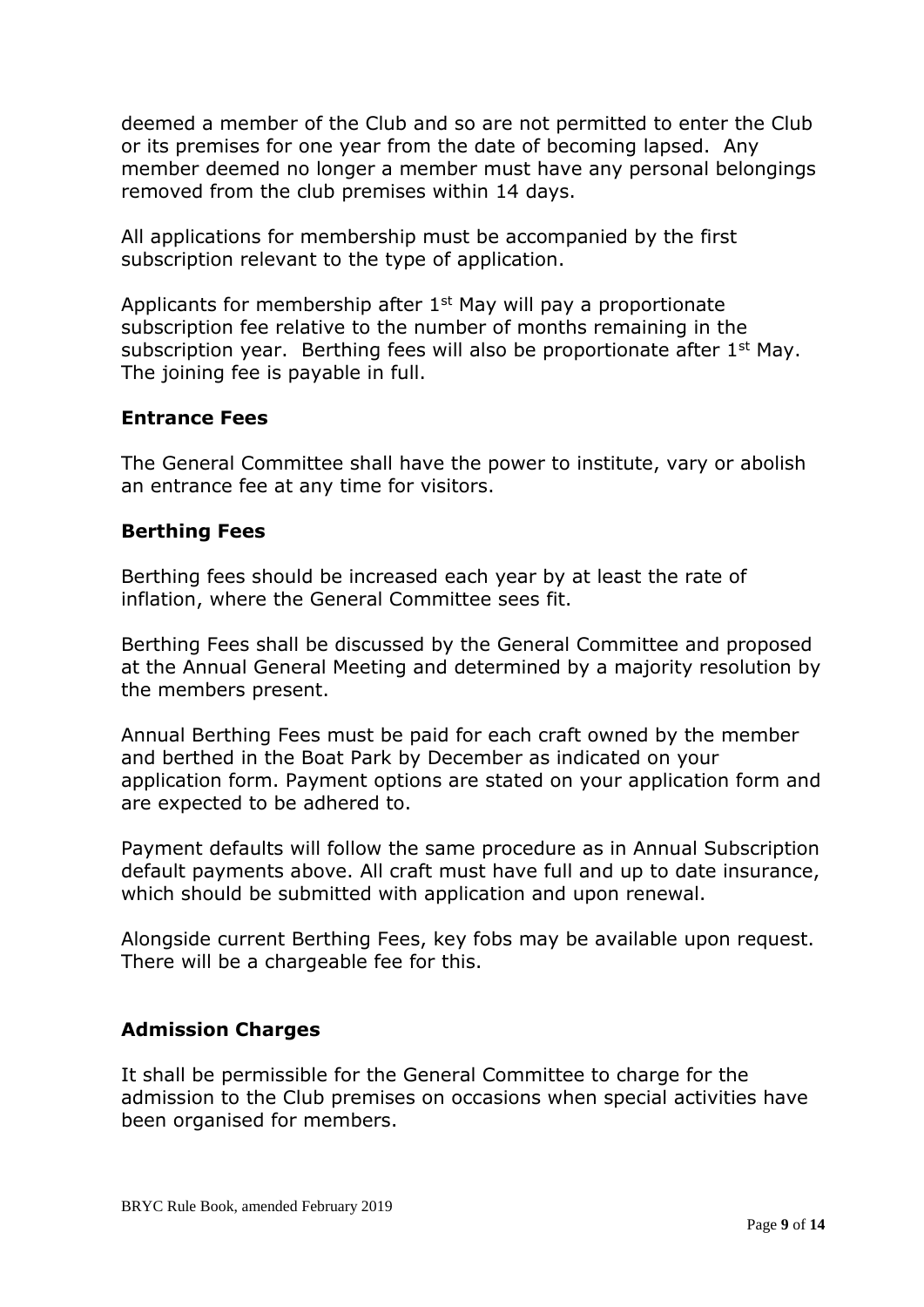deemed a member of the Club and so are not permitted to enter the Club or its premises for one year from the date of becoming lapsed. Any member deemed no longer a member must have any personal belongings removed from the club premises within 14 days.

All applications for membership must be accompanied by the first subscription relevant to the type of application.

Applicants for membership after 1st May will pay a proportionate subscription fee relative to the number of months remaining in the subscription year. Berthing fees will also be proportionate after 1st May. The joining fee is payable in full.

### Entrance Fees

The General Committee shall have the power to institute, vary or abolish an entrance fee at any time for visitors.

### Berthing Fees

Berthing fees should be increased each year by at least the rate of inflation, where the General Committee sees fit.

Berthing Fees shall be discussed by the General Committee and proposed at the Annual General Meeting and determined by a majority resolution by the members present.

Annual Berthing Fees must be paid for each craft owned by the member and berthed in the Boat Park by December as indicated on your application form. Payment options are stated on your application form and are expected to be adhered to.

Payment defaults will follow the same procedure as in Annual Subscription default payments above. All craft must have full and up to date insurance, which should be submitted with application and upon renewal.

Alongside current Berthing Fees, key fobs may be available upon request. There will be a chargeable fee for this.

### Admission Charges

It shall be permissible for the General Committee to charge for the admission to the Club premises on occasions when special activities have been organised for members.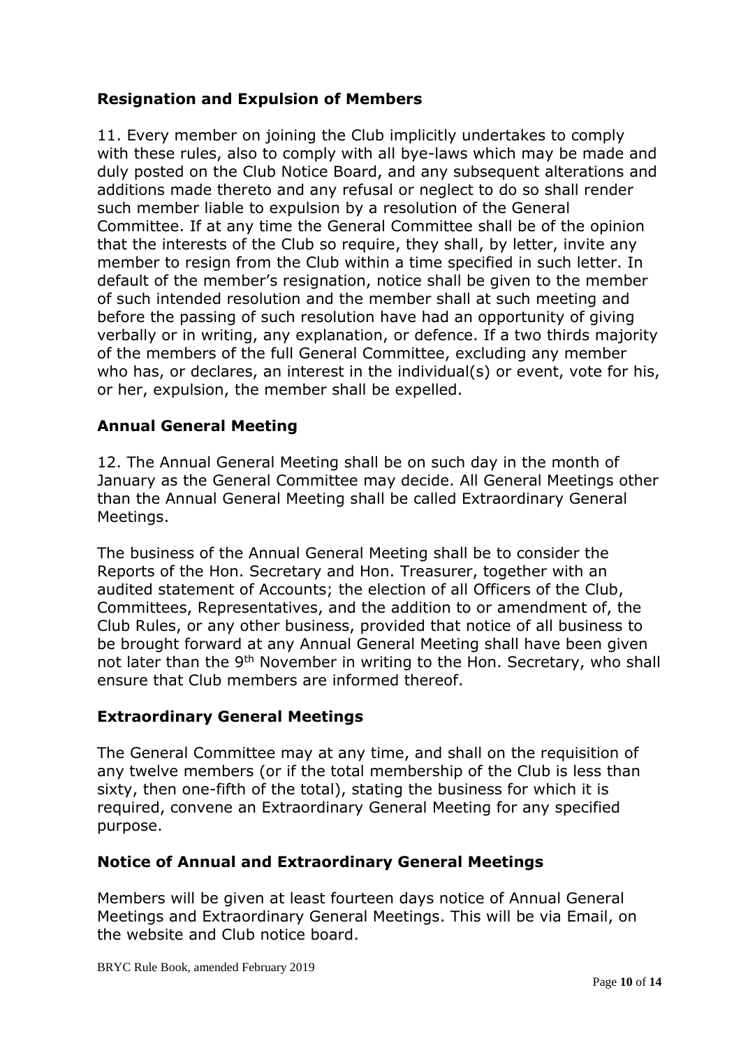### Resignation and Expulsion of Members

11. Every member on joining the Club implicitly undertakes to comply with these rules, also to comply with all bye-laws which may be made and duly posted on the Club Notice Board, and any subsequent alterations and additions made thereto and any refusal or neglect to do so shall render such member liable to expulsion by a resolution of the General Committee. If at any time the General Committee shall be of the opinion that the interests of the Club so require, they shall, by letter, invite any member to resign from the Club within a time specified in such letter. In default of the member's resignation, notice shall be given to the member of such intended resolution and the member shall at such meeting and before the passing of such resolution have had an opportunity of giving verbally or in writing, any explanation, or defence. If a two thirds majority of the members of the full General Committee, excluding any member who has, or declares, an interest in the individual(s) or event, vote for his, or her, expulsion, the member shall be expelled.

### Annual General Meeting

12. The Annual General Meeting shall be on such day in the month of January as the General Committee may decide. All General Meetings other than the Annual General Meeting shall be called Extraordinary General Meetings.

The business of the Annual General Meeting shall be to consider the Reports of the Hon. Secretary and Hon. Treasurer, together with an audited statement of Accounts; the election of all Officers of the Club, Committees, Representatives, and the addition to or amendment of, the Club Rules, or any other business, provided that notice of all business to be brought forward at any Annual General Meeting shall have been given not later than the 9th November in writing to the Hon. Secretary, who shall ensure that Club members are informed thereof.

### Extraordinary General Meetings

The General Committee may at any time, and shall on the requisition of any twelve members (or if the total membership of the Club is less than sixty, then one-fifth of the total), stating the business for which it is required, convene an Extraordinary General Meeting for any specified purpose.

### Notice of Annual and Extraordinary General Meetings

Members will be given at least fourteen days notice of Annual General Meetings and Extraordinary General Meetings. This will be via Email, on the website and Club notice board.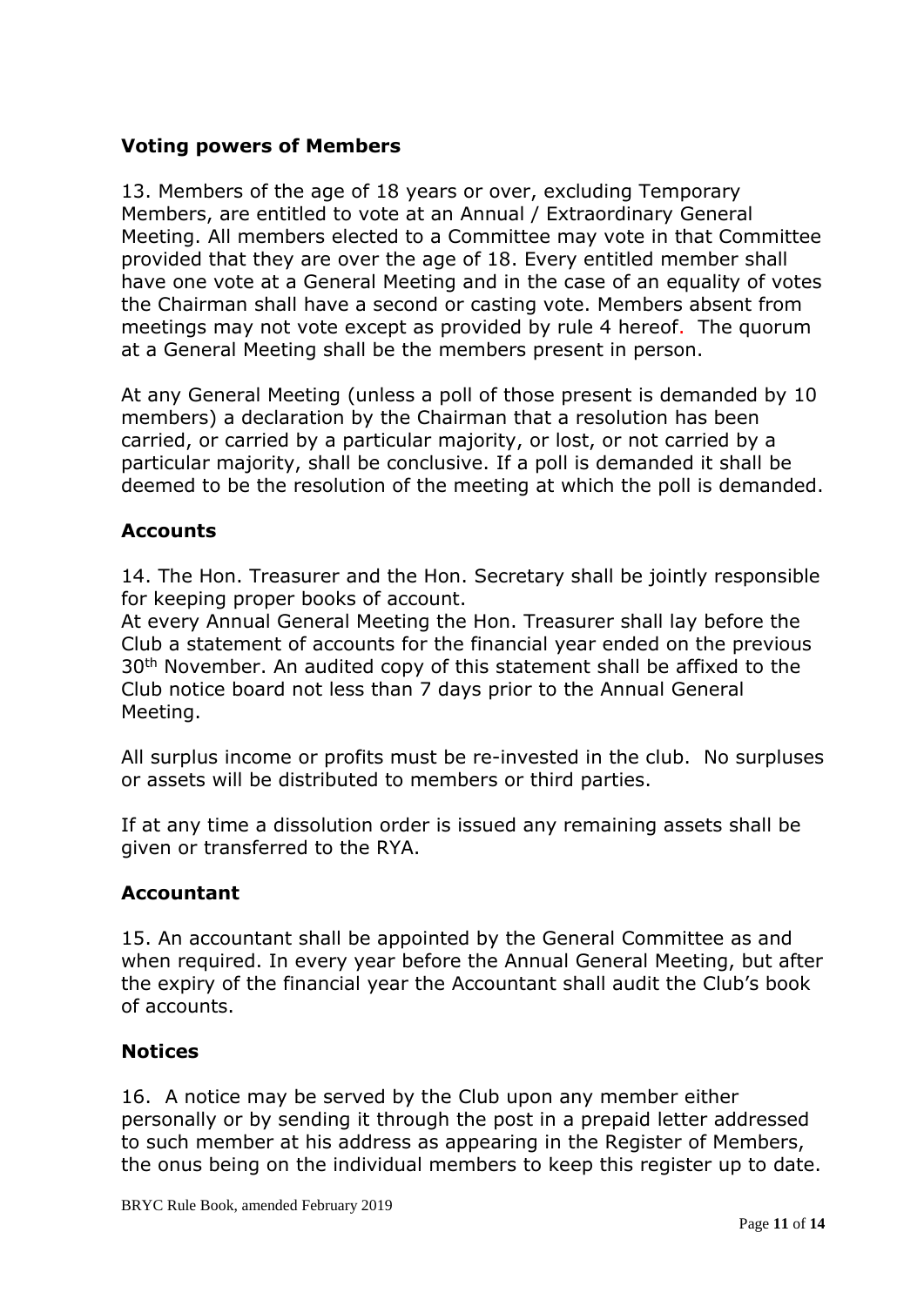### Voting powers of Members

13. Members of the age of 18 years or over, excluding Temporary Members, are entitled to vote at an Annual / Extraordinary General Meeting. All members elected to a Committee may vote in that Committee provided that they are over the age of 18. Every entitled member shall have one vote at a General Meeting and in the case of an equality of votes the Chairman shall have a second or casting vote. Members absent from meetings may not vote except as provided by rule 4 hereof. The quorum at a General Meeting shall be the members present in person.

At any General Meeting (unless a poll of those present is demanded by 10 members) a declaration by the Chairman that a resolution has been carried, or carried by a particular majority, or lost, or not carried by a particular majority, shall be conclusive. If a poll is demanded it shall be deemed to be the resolution of the meeting at which the poll is demanded.

### Accounts

14. The Hon. Treasurer and the Hon. Secretary shall be jointly responsible for keeping proper books of account.
At every Annual General Meeting the Hon. Treasurer shall lay before the Club a statement of accounts for the financial year ended on the previous 30th November. An audited copy of this statement shall be affixed to the Club notice board not less than 7 days prior to the Annual General Meeting.

All surplus income or profits must be re-invested in the club. No surpluses or assets will be distributed to members or third parties.

If at any time a dissolution order is issued any remaining assets shall be given or transferred to the RYA.

### Accountant

15. An accountant shall be appointed by the General Committee as and when required. In every year before the Annual General Meeting, but after the expiry of the financial year the Accountant shall audit the Club's book of accounts.

### Notices

16. A notice may be served by the Club upon any member either personally or by sending it through the post in a prepaid letter addressed to such member at his address as appearing in the Register of Members, the onus being on the individual members to keep this register up to date.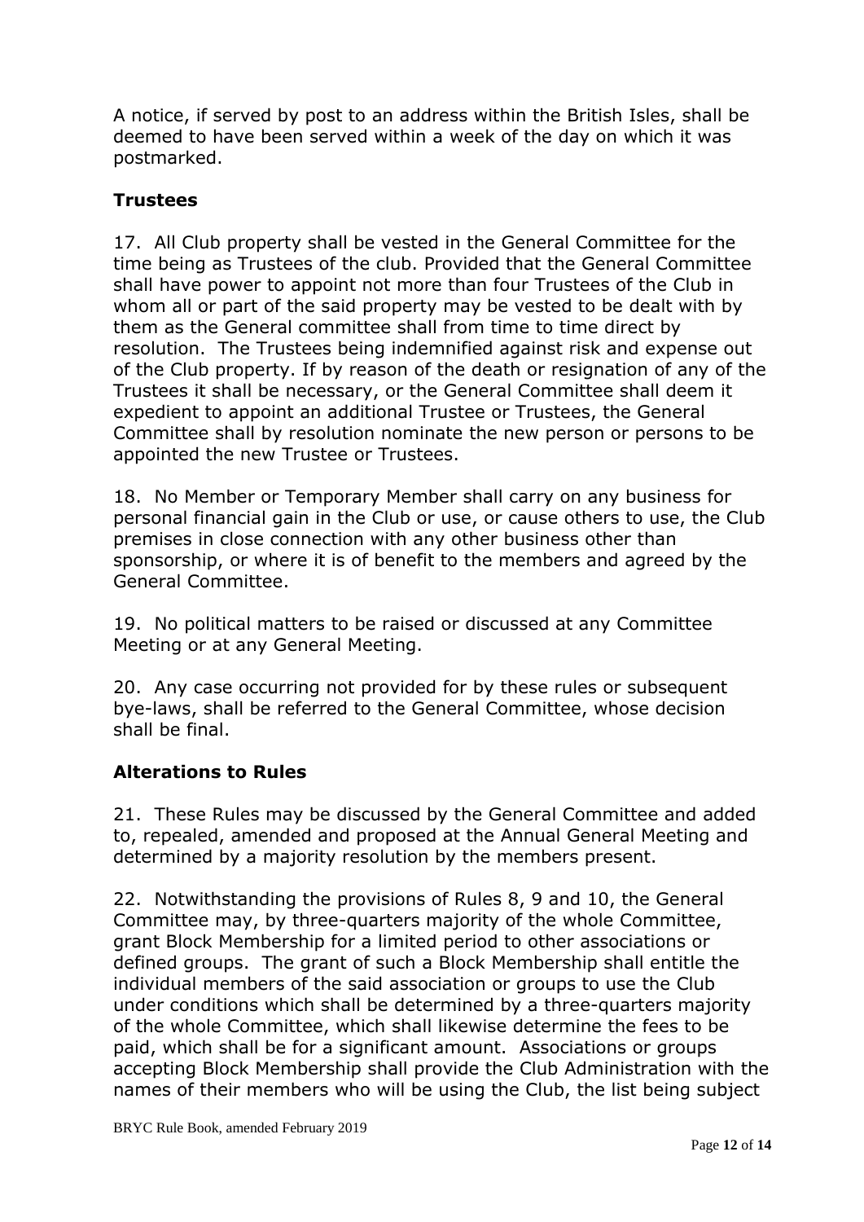A notice, if served by post to an address within the British Isles, shall be deemed to have been served within a week of the day on which it was postmarked.

## Trustees

17. All Club property shall be vested in the General Committee for the time being as Trustees of the club. Provided that the General Committee shall have power to appoint not more than four Trustees of the Club in whom all or part of the said property may be vested to be dealt with by them as the General committee shall from time to time direct by resolution. The Trustees being indemnified against risk and expense out of the Club property. If by reason of the death or resignation of any of the Trustees it shall be necessary, or the General Committee shall deem it expedient to appoint an additional Trustee or Trustees, the General Committee shall by resolution nominate the new person or persons to be appointed the new Trustee or Trustees.

18. No Member or Temporary Member shall carry on any business for personal financial gain in the Club or use, or cause others to use, the Club premises in close connection with any other business other than sponsorship, or where it is of benefit to the members and agreed by the General Committee.

19. No political matters to be raised or discussed at any Committee Meeting or at any General Meeting.

20. Any case occurring not provided for by these rules or subsequent bye-laws, shall be referred to the General Committee, whose decision shall be final.

## Alterations to Rules

21. These Rules may be discussed by the General Committee and added to, repealed, amended and proposed at the Annual General Meeting and determined by a majority resolution by the members present.

22. Notwithstanding the provisions of Rules 8, 9 and 10, the General Committee may, by three-quarters majority of the whole Committee, grant Block Membership for a limited period to other associations or defined groups. The grant of such a Block Membership shall entitle the individual members of the said association or groups to use the Club under conditions which shall be determined by a three-quarters majority of the whole Committee, which shall likewise determine the fees to be paid, which shall be for a significant amount. Associations or groups accepting Block Membership shall provide the Club Administration with the names of their members who will be using the Club, the list being subject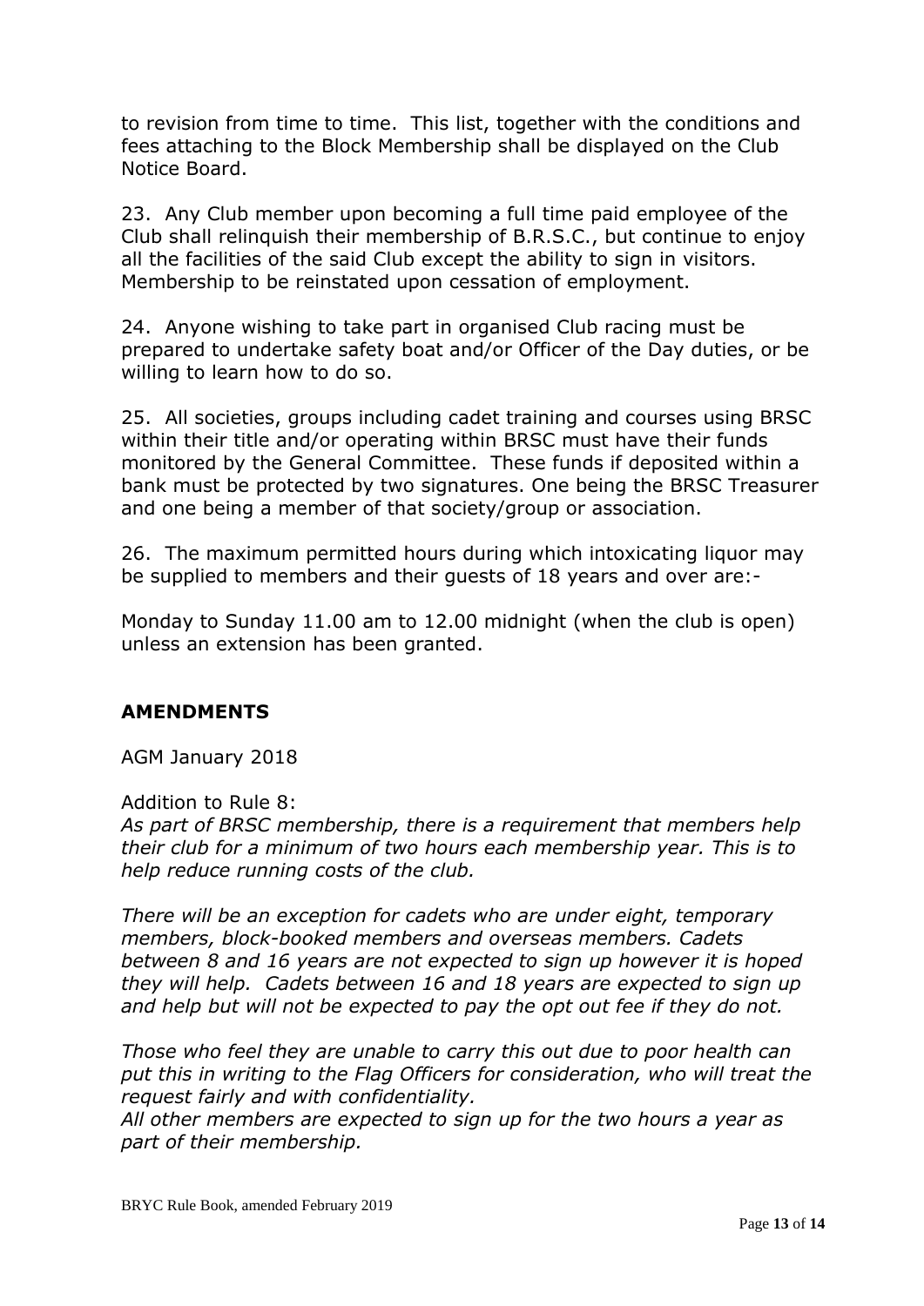to revision from time to time. This list, together with the conditions and fees attaching to the Block Membership shall be displayed on the Club Notice Board.

23. Any Club member upon becoming a full time paid employee of the Club shall relinquish their membership of B.R.S.C., but continue to enjoy all the facilities of the said Club except the ability to sign in visitors. Membership to be reinstated upon cessation of employment.

24. Anyone wishing to take part in organised Club racing must be prepared to undertake safety boat and/or Officer of the Day duties, or be willing to learn how to do so.

25. All societies, groups including cadet training and courses using BRSC within their title and/or operating within BRSC must have their funds monitored by the General Committee. These funds if deposited within a bank must be protected by two signatures. One being the BRSC Treasurer and one being a member of that society/group or association.

26. The maximum permitted hours during which intoxicating liquor may be supplied to members and their guests of 18 years and over are:-

Monday to Sunday 11.00 am to 12.00 midnight (when the club is open) unless an extension has been granted.

## AMENDMENTS

AGM January 2018

Addition to Rule 8:

*As part of BRSC membership, there is a requirement that members help their club for a minimum of two hours each membership year. This is to help reduce running costs of the club.*

*There will be an exception for cadets who are under eight, temporary members, block-booked members and overseas members. Cadets between 8 and 16 years are not expected to sign up however it is hoped they will help. Cadets between 16 and 18 years are expected to sign up and help but will not be expected to pay the opt out fee if they do not.*

*Those who feel they are unable to carry this out due to poor health can put this in writing to the Flag Officers for consideration, who will treat the request fairly and with confidentiality.*

*All other members are expected to sign up for the two hours a year as part of their membership.*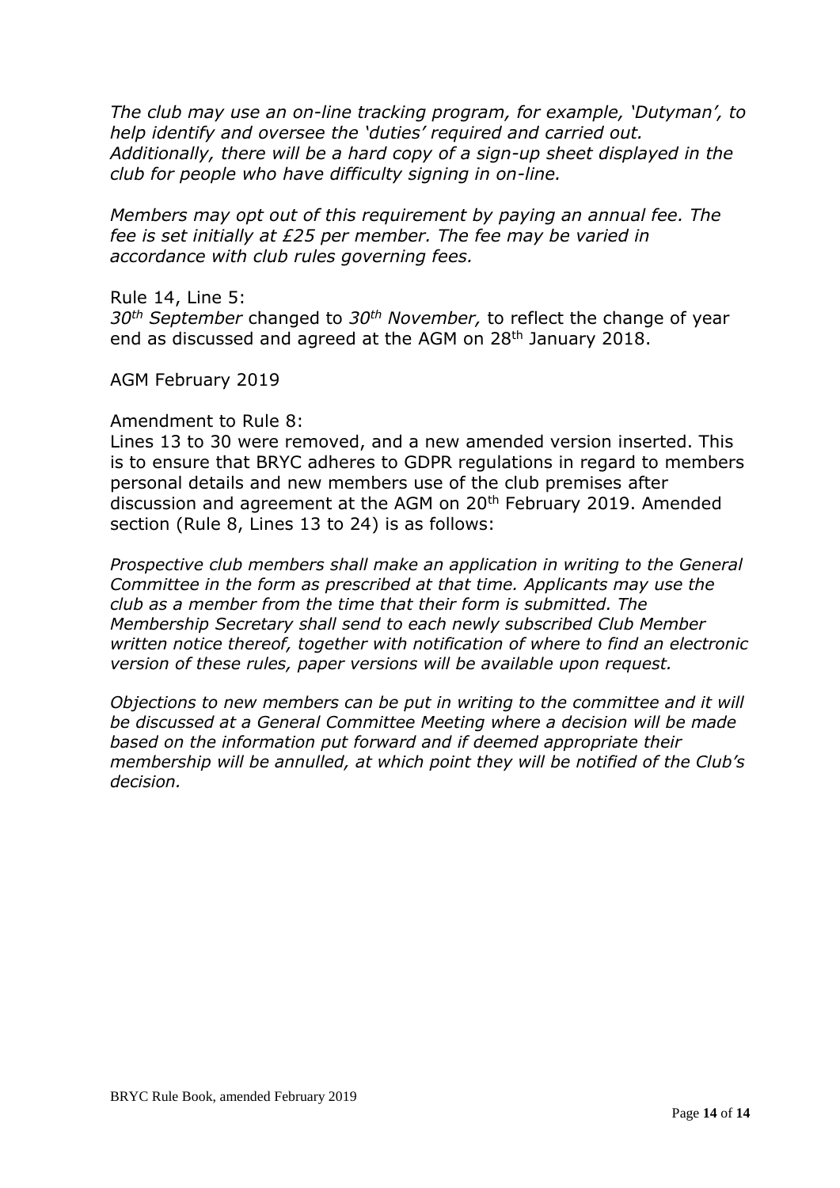*The club may use an on-line tracking program, for example, 'Dutyman', to help identify and oversee the 'duties' required and carried out. Additionally, there will be a hard copy of a sign-up sheet displayed in the club for people who have difficulty signing in on-line.*

*Members may opt out of this requirement by paying an annual fee. The fee is set initially at £25 per member. The fee may be varied in accordance with club rules governing fees.*

Rule 14, Line 5:
*30th September* changed to *30th November,* to reflect the change of year end as discussed and agreed at the AGM on 28th January 2018.

AGM February 2019

Amendment to Rule 8:
Lines 13 to 30 were removed, and a new amended version inserted. This is to ensure that BRYC adheres to GDPR regulations in regard to members personal details and new members use of the club premises after discussion and agreement at the AGM on 20th February 2019. Amended section (Rule 8, Lines 13 to 24) is as follows:

*Prospective club members shall make an application in writing to the General Committee in the form as prescribed at that time. Applicants may use the club as a member from the time that their form is submitted. The Membership Secretary shall send to each newly subscribed Club Member written notice thereof, together with notification of where to find an electronic version of these rules, paper versions will be available upon request.*

*Objections to new members can be put in writing to the committee and it will be discussed at a General Committee Meeting where a decision will be made based on the information put forward and if deemed appropriate their membership will be annulled, at which point they will be notified of the Club's decision.*